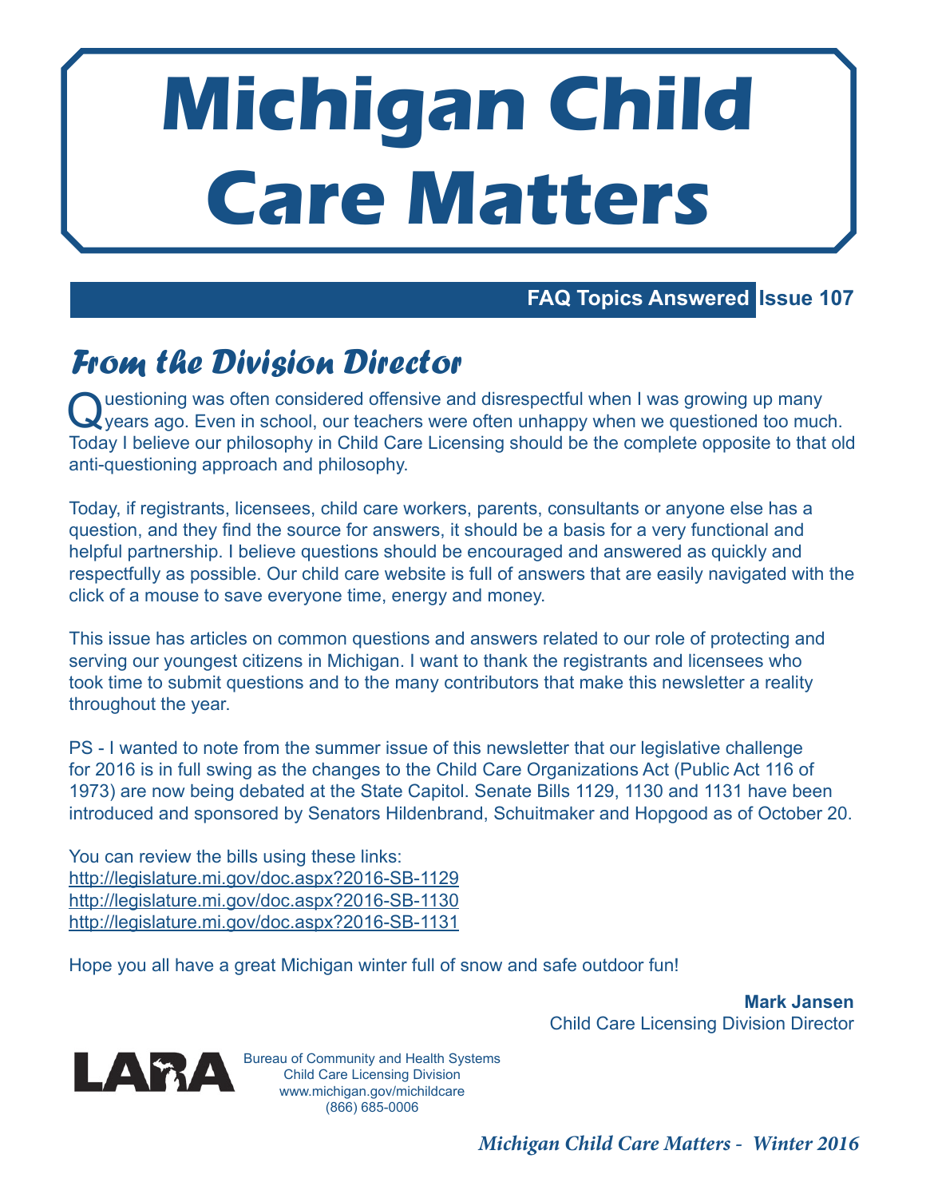# Michigan Child Care Matters

**FAQ Topics Answered** **Issue 107**

## *From the Division Director*

Questioning was often considered offensive and disrespectful when I was growing up many years ago. Even in school, our teachers were often unhappy when we questioned too much. Today I believe our philosophy in Child Care Licensing should be the complete opposite to that old anti-questioning approach and philosophy.

Today, if registrants, licensees, child care workers, parents, consultants or anyone else has a question, and they find the source for answers, it should be a basis for a very functional and helpful partnership. I believe questions should be encouraged and answered as quickly and respectfully as possible. Our child care website is full of answers that are easily navigated with the click of a mouse to save everyone time, energy and money.

This issue has articles on common questions and answers related to our role of protecting and serving our youngest citizens in Michigan. I want to thank the registrants and licensees who took time to submit questions and to the many contributors that make this newsletter a reality throughout the year.

PS - I wanted to note from the summer issue of this newsletter that our legislative challenge for 2016 is in full swing as the changes to the Child Care Organizations Act (Public Act 116 of 1973) are now being debated at the State Capitol. Senate Bills 1129, 1130 and 1131 have been introduced and sponsored by Senators Hildenbrand, Schuitmaker and Hopgood as of October 20.

You can review the bills using these links:
http://legislature.mi.gov/doc.aspx?2016-SB-1129
http://legislature.mi.gov/doc.aspx?2016-SB-1130
http://legislature.mi.gov/doc.aspx?2016-SB-1131

Hope you all have a great Michigan winter full of snow and safe outdoor fun!

**Mark Jansen**
Child Care Licensing Division Director

LARA
Bureau of Community and Health Systems
Child Care Licensing Division
www.michigan.gov/michildcare
(866) 685-0006

*Michigan Child Care Matters - Winter 2016*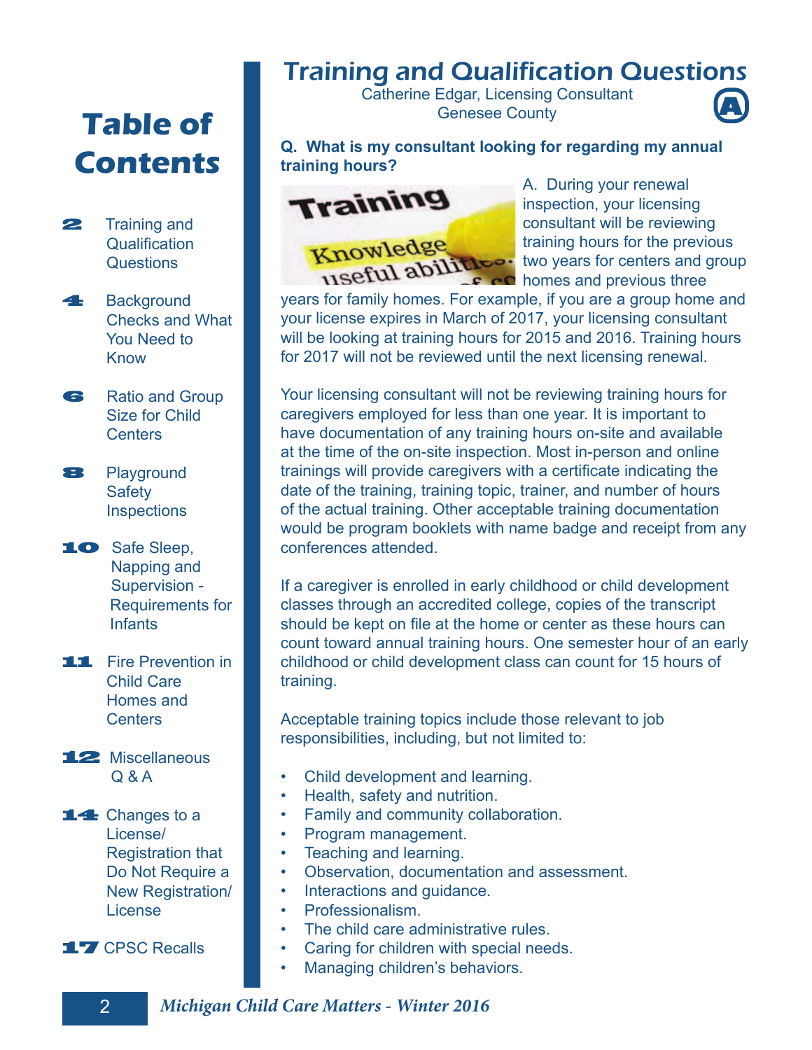# Table of Contents

- **2** Training and Qualification Questions
- **4** Background Checks and What You Need to Know
- **6** Ratio and Group Size for Child Centers
- **8** Playground Safety Inspections
- **10** Safe Sleep, Napping and Supervision - Requirements for Infants
- **11** Fire Prevention in Child Care Homes and Centers
- **12** Miscellaneous Q & A
- **14** Changes to a License/ Registration that Do Not Require a New Registration/ License
- **17** CPSC Recalls

# Training and Qualification Questions

Catherine Edgar, Licensing Consultant
Genesee County

**Q. What is my consultant looking for regarding my annual training hours?**

A. During your renewal inspection, your licensing consultant will be reviewing training hours for the previous two years for centers and group homes and previous three years for family homes. For example, if you are a group home and your license expires in March of 2017, your licensing consultant will be looking at training hours for 2015 and 2016. Training hours for 2017 will not be reviewed until the next licensing renewal.

Your licensing consultant will not be reviewing training hours for caregivers employed for less than one year. It is important to have documentation of any training hours on-site and available at the time of the on-site inspection. Most in-person and online trainings will provide caregivers with a certificate indicating the date of the training, training topic, trainer, and number of hours of the actual training. Other acceptable training documentation would be program booklets with name badge and receipt from any conferences attended.

If a caregiver is enrolled in early childhood or child development classes through an accredited college, copies of the transcript should be kept on file at the home or center as these hours can count toward annual training hours. One semester hour of an early childhood or child development class can count for 15 hours of training.

Acceptable training topics include those relevant to job responsibilities, including, but not limited to:

- Child development and learning.
- Health, safety and nutrition.
- Family and community collaboration.
- Program management.
- Teaching and learning.
- Observation, documentation and assessment.
- Interactions and guidance.
- Professionalism.
- The child care administrative rules.
- Caring for children with special needs.
- Managing children's behaviors.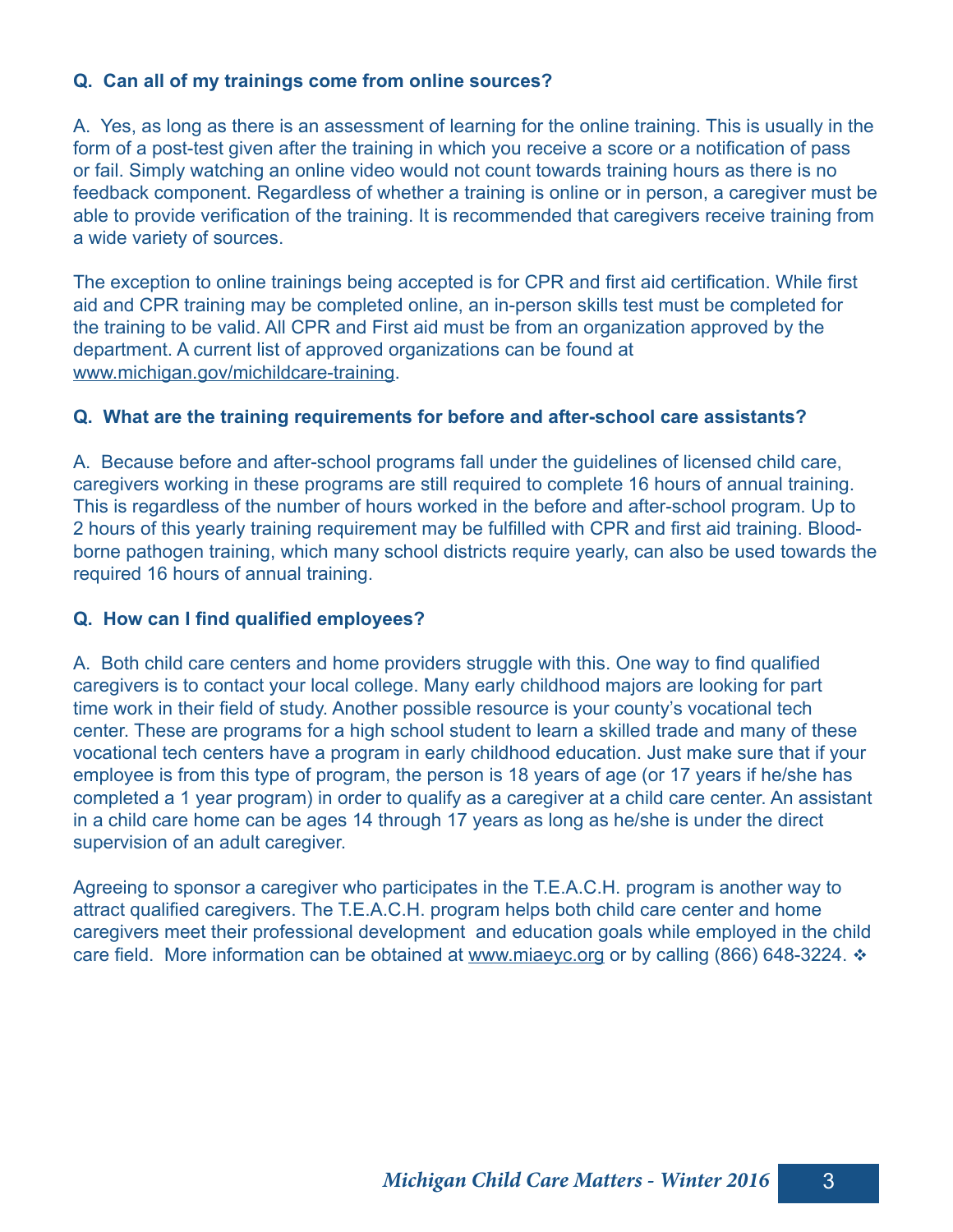**Q. Can all of my trainings come from online sources?**

A. Yes, as long as there is an assessment of learning for the online training. This is usually in the form of a post-test given after the training in which you receive a score or a notification of pass or fail. Simply watching an online video would not count towards training hours as there is no feedback component. Regardless of whether a training is online or in person, a caregiver must be able to provide verification of the training. It is recommended that caregivers receive training from a wide variety of sources.

The exception to online trainings being accepted is for CPR and first aid certification. While first aid and CPR training may be completed online, an in-person skills test must be completed for the training to be valid. All CPR and First aid must be from an organization approved by the department. A current list of approved organizations can be found at www.michigan.gov/michildcare-training.

**Q. What are the training requirements for before and after-school care assistants?**

A. Because before and after-school programs fall under the guidelines of licensed child care, caregivers working in these programs are still required to complete 16 hours of annual training. This is regardless of the number of hours worked in the before and after-school program. Up to 2 hours of this yearly training requirement may be fulfilled with CPR and first aid training. Blood-borne pathogen training, which many school districts require yearly, can also be used towards the required 16 hours of annual training.

**Q. How can I find qualified employees?**

A. Both child care centers and home providers struggle with this. One way to find qualified caregivers is to contact your local college. Many early childhood majors are looking for part time work in their field of study. Another possible resource is your county's vocational tech center. These are programs for a high school student to learn a skilled trade and many of these vocational tech centers have a program in early childhood education. Just make sure that if your employee is from this type of program, the person is 18 years of age (or 17 years if he/she has completed a 1 year program) in order to qualify as a caregiver at a child care center. An assistant in a child care home can be ages 14 through 17 years as long as he/she is under the direct supervision of an adult caregiver.

Agreeing to sponsor a caregiver who participates in the T.E.A.C.H. program is another way to attract qualified caregivers. The T.E.A.C.H. program helps both child care center and home caregivers meet their professional development and education goals while employed in the child care field. More information can be obtained at www.miaeyc.org or by calling (866) 648-3224. ❖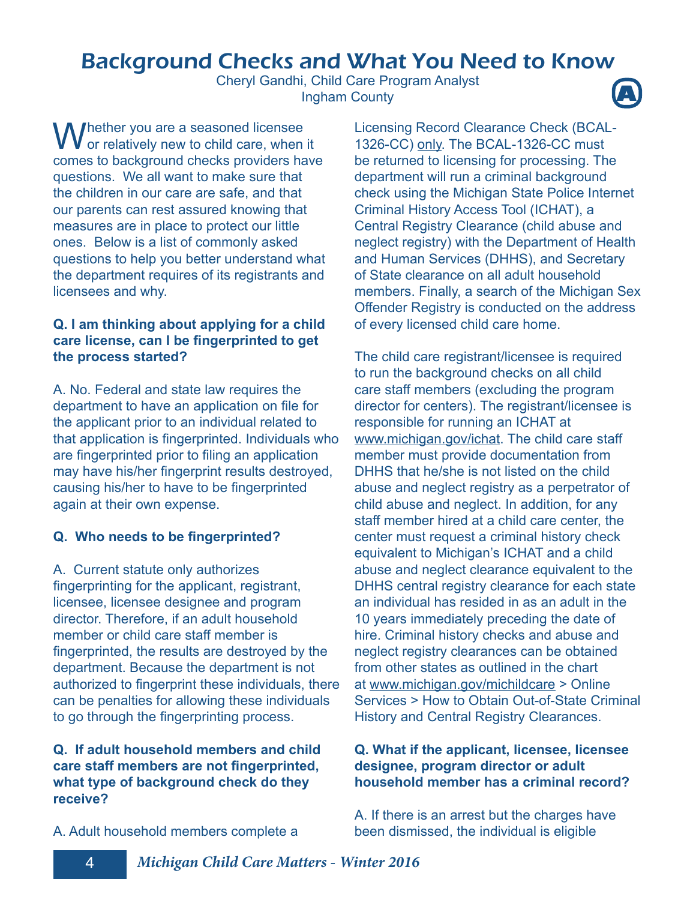# Background Checks and What You Need to Know

Cheryl Gandhi, Child Care Program Analyst
Ingham County

Whether you are a seasoned licensee or relatively new to child care, when it comes to background checks providers have questions. We all want to make sure that the children in our care are safe, and that our parents can rest assured knowing that measures are in place to protect our little ones. Below is a list of commonly asked questions to help you better understand what the department requires of its registrants and licensees and why.

**Q. I am thinking about applying for a child care license, can I be fingerprinted to get the process started?**

A. No. Federal and state law requires the department to have an application on file for the applicant prior to an individual related to that application is fingerprinted. Individuals who are fingerprinted prior to filing an application may have his/her fingerprint results destroyed, causing his/her to have to be fingerprinted again at their own expense.

**Q. Who needs to be fingerprinted?**

A. Current statute only authorizes fingerprinting for the applicant, registrant, licensee, licensee designee and program director. Therefore, if an adult household member or child care staff member is fingerprinted, the results are destroyed by the department. Because the department is not authorized to fingerprint these individuals, there can be penalties for allowing these individuals to go through the fingerprinting process.

**Q. If adult household members and child care staff members are not fingerprinted, what type of background check do they receive?**

A. Adult household members complete a Licensing Record Clearance Check (BCAL-1326-CC) only. The BCAL-1326-CC must be returned to licensing for processing. The department will run a criminal background check using the Michigan State Police Internet Criminal History Access Tool (ICHAT), a Central Registry Clearance (child abuse and neglect registry) with the Department of Health and Human Services (DHHS), and Secretary of State clearance on all adult household members. Finally, a search of the Michigan Sex Offender Registry is conducted on the address of every licensed child care home.

The child care registrant/licensee is required to run the background checks on all child care staff members (excluding the program director for centers). The registrant/licensee is responsible for running an ICHAT at www.michigan.gov/ichat. The child care staff member must provide documentation from DHHS that he/she is not listed on the child abuse and neglect registry as a perpetrator of child abuse and neglect. In addition, for any staff member hired at a child care center, the center must request a criminal history check equivalent to Michigan's ICHAT and a child abuse and neglect clearance equivalent to the DHHS central registry clearance for each state an individual has resided in as an adult in the 10 years immediately preceding the date of hire. Criminal history checks and abuse and neglect registry clearances can be obtained from other states as outlined in the chart at www.michigan.gov/michildcare > Online Services > How to Obtain Out-of-State Criminal History and Central Registry Clearances.

**Q. What if the applicant, licensee, licensee designee, program director or adult household member has a criminal record?**

A. If there is an arrest but the charges have been dismissed, the individual is eligible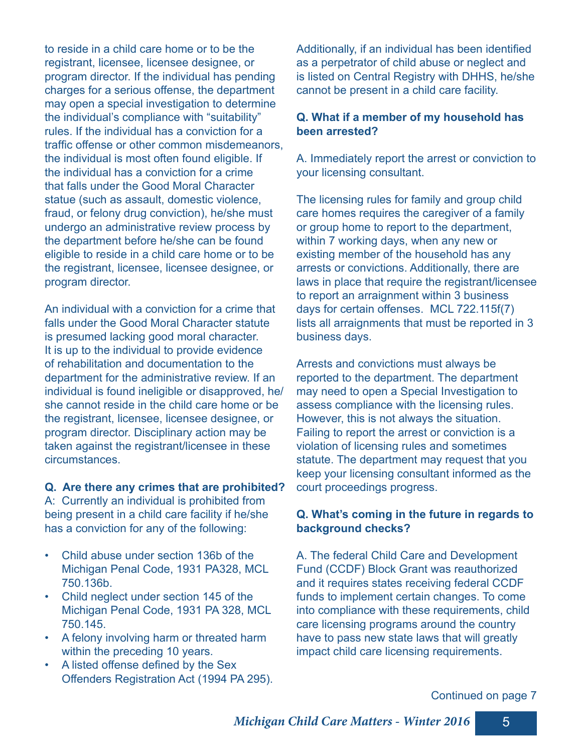to reside in a child care home or to be the registrant, licensee, licensee designee, or program director. If the individual has pending charges for a serious offense, the department may open a special investigation to determine the individual's compliance with "suitability" rules. If the individual has a conviction for a traffic offense or other common misdemeanors, the individual is most often found eligible. If the individual has a conviction for a crime that falls under the Good Moral Character statue (such as assault, domestic violence, fraud, or felony drug conviction), he/she must undergo an administrative review process by the department before he/she can be found eligible to reside in a child care home or to be the registrant, licensee, licensee designee, or program director.

An individual with a conviction for a crime that falls under the Good Moral Character statute is presumed lacking good moral character. It is up to the individual to provide evidence of rehabilitation and documentation to the department for the administrative review. If an individual is found ineligible or disapproved, he/she cannot reside in the child care home or be the registrant, licensee, licensee designee, or program director. Disciplinary action may be taken against the registrant/licensee in these circumstances.

**Q. Are there any crimes that are prohibited?**

A: Currently an individual is prohibited from being present in a child care facility if he/she has a conviction for any of the following:

- Child abuse under section 136b of the Michigan Penal Code, 1931 PA328, MCL 750.136b.
- Child neglect under section 145 of the Michigan Penal Code, 1931 PA 328, MCL 750.145.
- A felony involving harm or threated harm within the preceding 10 years.
- A listed offense defined by the Sex Offenders Registration Act (1994 PA 295).

Additionally, if an individual has been identified as a perpetrator of child abuse or neglect and is listed on Central Registry with DHHS, he/she cannot be present in a child care facility.

**Q. What if a member of my household has been arrested?**

A. Immediately report the arrest or conviction to your licensing consultant.

The licensing rules for family and group child care homes requires the caregiver of a family or group home to report to the department, within 7 working days, when any new or existing member of the household has any arrests or convictions. Additionally, there are laws in place that require the registrant/licensee to report an arraignment within 3 business days for certain offenses. MCL 722.115f(7) lists all arraignments that must be reported in 3 business days.

Arrests and convictions must always be reported to the department. The department may need to open a Special Investigation to assess compliance with the licensing rules. However, this is not always the situation. Failing to report the arrest or conviction is a violation of licensing rules and sometimes statute. The department may request that you keep your licensing consultant informed as the court proceedings progress.

**Q. What's coming in the future in regards to background checks?**

A. The federal Child Care and Development Fund (CCDF) Block Grant was reauthorized and it requires states receiving federal CCDF funds to implement certain changes. To come into compliance with these requirements, child care licensing programs around the country have to pass new state laws that will greatly impact child care licensing requirements.

Continued on page 7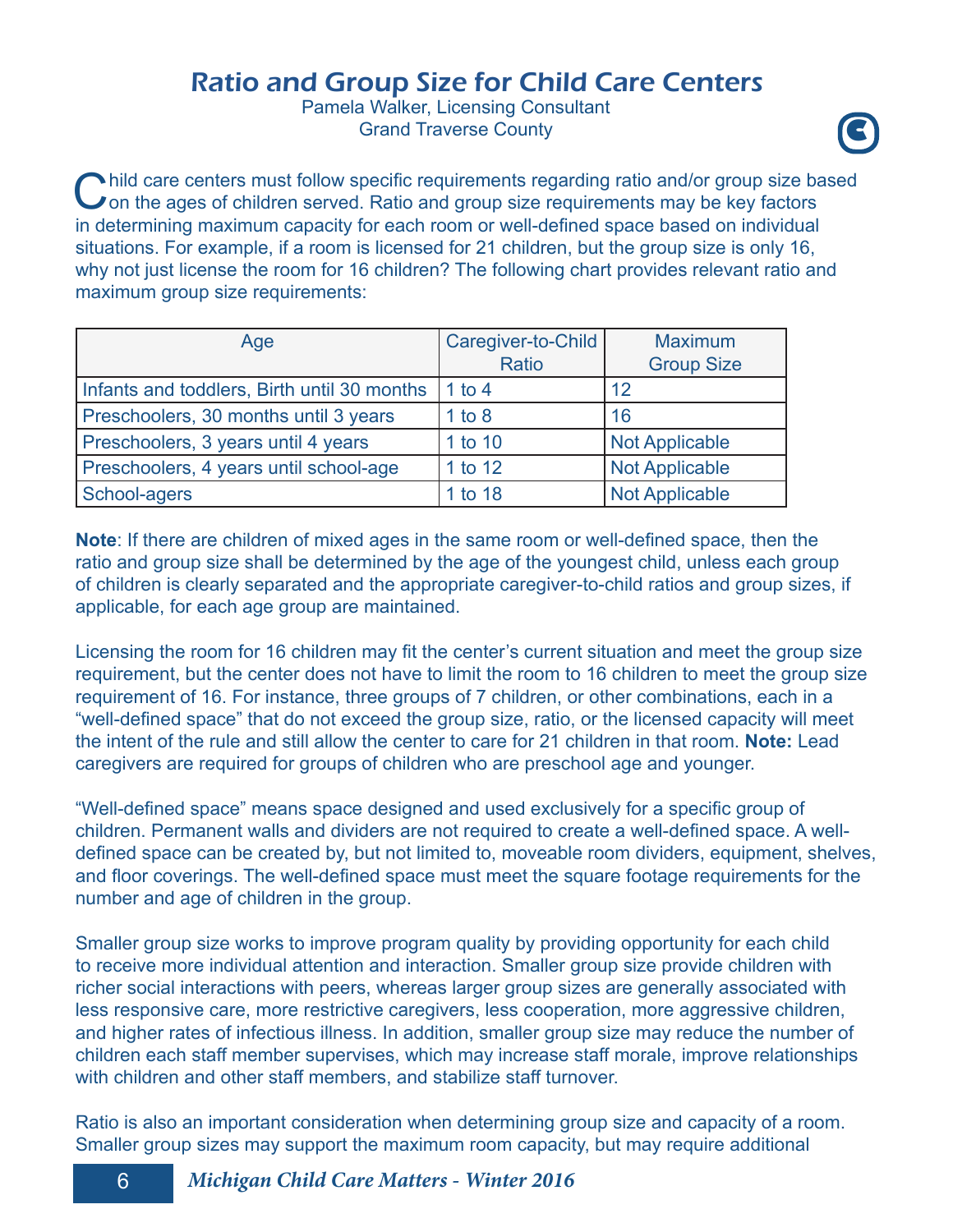# Ratio and Group Size for Child Care Centers

Pamela Walker, Licensing Consultant
Grand Traverse County

Child care centers must follow specific requirements regarding ratio and/or group size based on the ages of children served. Ratio and group size requirements may be key factors in determining maximum capacity for each room or well-defined space based on individual situations. For example, if a room is licensed for 21 children, but the group size is only 16, why not just license the room for 16 children? The following chart provides relevant ratio and maximum group size requirements:

| Age | Caregiver-to-Child Ratio | Maximum Group Size |
|---|---|---|
| Infants and toddlers, Birth until 30 months | 1 to 4 | 12 |
| Preschoolers, 30 months until 3 years | 1 to 8 | 16 |
| Preschoolers, 3 years until 4 years | 1 to 10 | Not Applicable |
| Preschoolers, 4 years until school-age | 1 to 12 | Not Applicable |
| School-agers | 1 to 18 | Not Applicable |

**Note**: If there are children of mixed ages in the same room or well-defined space, then the ratio and group size shall be determined by the age of the youngest child, unless each group of children is clearly separated and the appropriate caregiver-to-child ratios and group sizes, if applicable, for each age group are maintained.

Licensing the room for 16 children may fit the center's current situation and meet the group size requirement, but the center does not have to limit the room to 16 children to meet the group size requirement of 16. For instance, three groups of 7 children, or other combinations, each in a "well-defined space" that do not exceed the group size, ratio, or the licensed capacity will meet the intent of the rule and still allow the center to care for 21 children in that room. **Note:** Lead caregivers are required for groups of children who are preschool age and younger.

"Well-defined space" means space designed and used exclusively for a specific group of children. Permanent walls and dividers are not required to create a well-defined space. A well-defined space can be created by, but not limited to, moveable room dividers, equipment, shelves, and floor coverings. The well-defined space must meet the square footage requirements for the number and age of children in the group.

Smaller group size works to improve program quality by providing opportunity for each child to receive more individual attention and interaction. Smaller group size provide children with richer social interactions with peers, whereas larger group sizes are generally associated with less responsive care, more restrictive caregivers, less cooperation, more aggressive children, and higher rates of infectious illness. In addition, smaller group size may reduce the number of children each staff member supervises, which may increase staff morale, improve relationships with children and other staff members, and stabilize staff turnover.

Ratio is also an important consideration when determining group size and capacity of a room. Smaller group sizes may support the maximum room capacity, but may require additional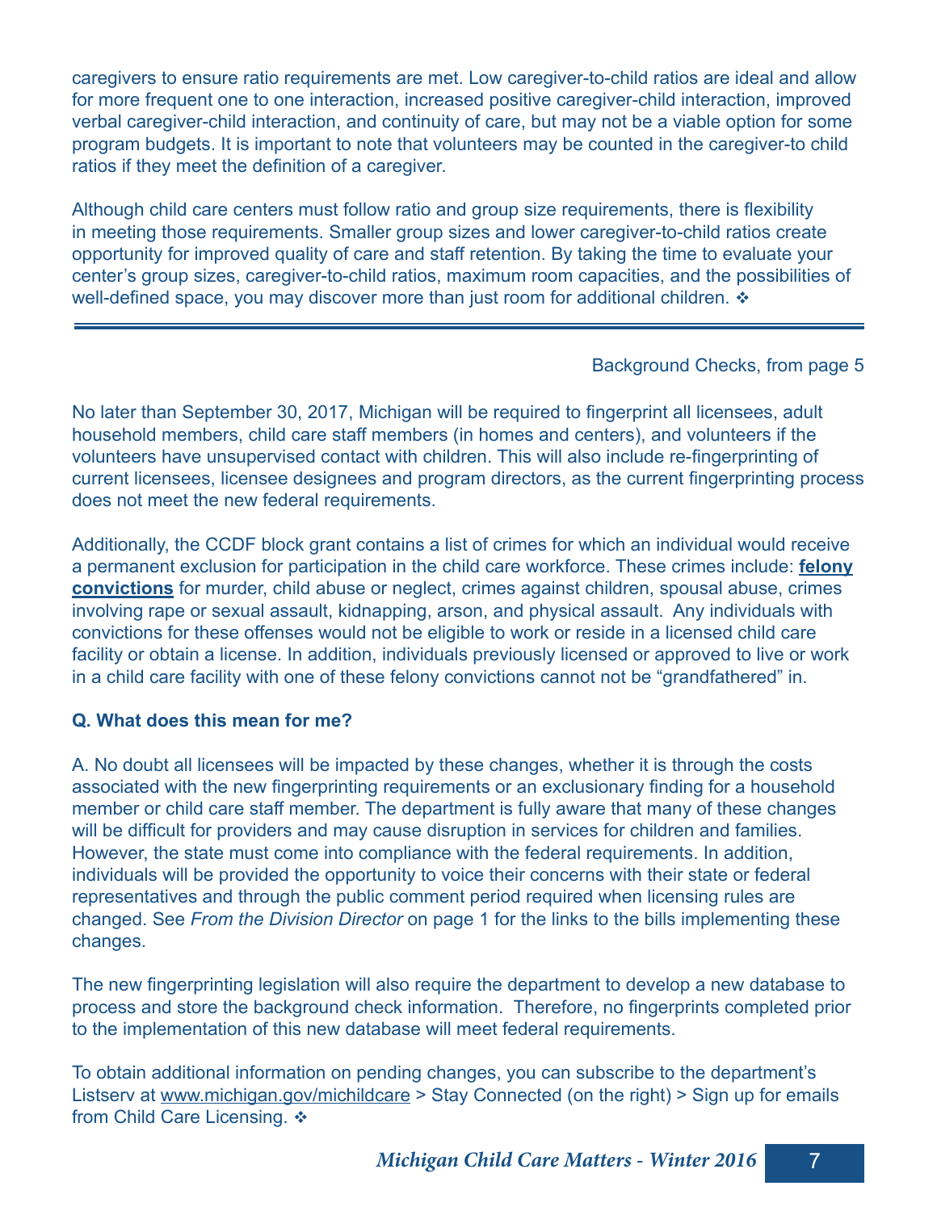caregivers to ensure ratio requirements are met. Low caregiver-to-child ratios are ideal and allow for more frequent one to one interaction, increased positive caregiver-child interaction, improved verbal caregiver-child interaction, and continuity of care, but may not be a viable option for some program budgets. It is important to note that volunteers may be counted in the caregiver-to child ratios if they meet the definition of a caregiver.

Although child care centers must follow ratio and group size requirements, there is flexibility in meeting those requirements. Smaller group sizes and lower caregiver-to-child ratios create opportunity for improved quality of care and staff retention. By taking the time to evaluate your center's group sizes, caregiver-to-child ratios, maximum room capacities, and the possibilities of well-defined space, you may discover more than just room for additional children. ❖

---

Background Checks, from page 5

No later than September 30, 2017, Michigan will be required to fingerprint all licensees, adult household members, child care staff members (in homes and centers), and volunteers if the volunteers have unsupervised contact with children. This will also include re-fingerprinting of current licensees, licensee designees and program directors, as the current fingerprinting process does not meet the new federal requirements.

Additionally, the CCDF block grant contains a list of crimes for which an individual would receive a permanent exclusion for participation in the child care workforce. These crimes include: **felony convictions** for murder, child abuse or neglect, crimes against children, spousal abuse, crimes involving rape or sexual assault, kidnapping, arson, and physical assault. Any individuals with convictions for these offenses would not be eligible to work or reside in a licensed child care facility or obtain a license. In addition, individuals previously licensed or approved to live or work in a child care facility with one of these felony convictions cannot not be "grandfathered" in.

**Q. What does this mean for me?**

A. No doubt all licensees will be impacted by these changes, whether it is through the costs associated with the new fingerprinting requirements or an exclusionary finding for a household member or child care staff member. The department is fully aware that many of these changes will be difficult for providers and may cause disruption in services for children and families. However, the state must come into compliance with the federal requirements. In addition, individuals will be provided the opportunity to voice their concerns with their state or federal representatives and through the public comment period required when licensing rules are changed. See *From the Division Director* on page 1 for the links to the bills implementing these changes.

The new fingerprinting legislation will also require the department to develop a new database to process and store the background check information. Therefore, no fingerprints completed prior to the implementation of this new database will meet federal requirements.

To obtain additional information on pending changes, you can subscribe to the department's Listserv at www.michigan.gov/michildcare > Stay Connected (on the right) > Sign up for emails from Child Care Licensing. ❖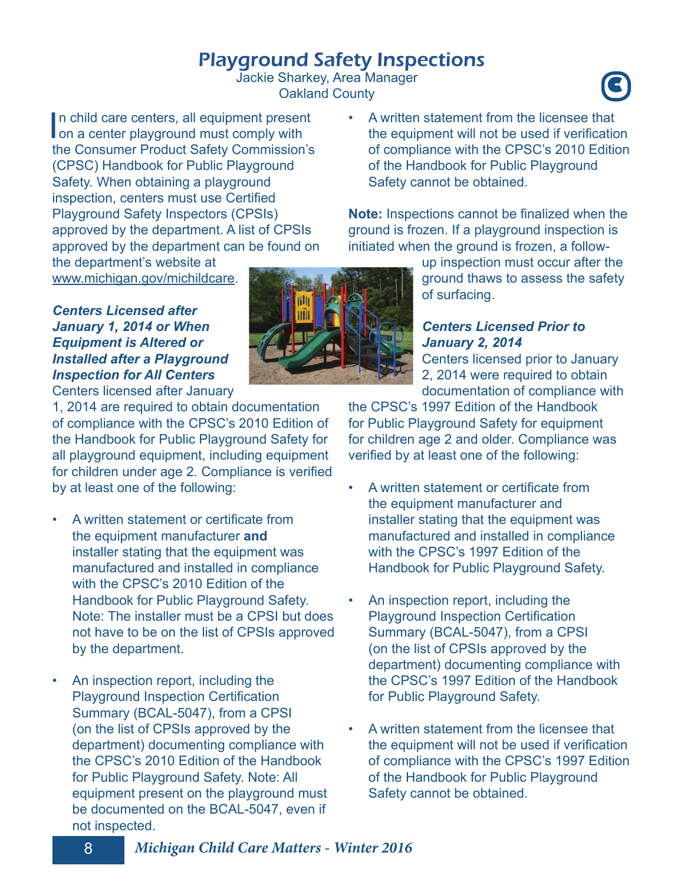# Playground Safety Inspections

Jackie Sharkey, Area Manager
Oakland County

In child care centers, all equipment present on a center playground must comply with the Consumer Product Safety Commission's (CPSC) Handbook for Public Playground Safety. When obtaining a playground inspection, centers must use Certified Playground Safety Inspectors (CPSIs) approved by the department. A list of CPSIs approved by the department can be found on the department's website at www.michigan.gov/michildcare.

### *Centers Licensed after January 1, 2014 or When Equipment is Altered or Installed after a Playground Inspection for All Centers*

Centers licensed after January 1, 2014 are required to obtain documentation of compliance with the CPSC's 2010 Edition of the Handbook for Public Playground Safety for all playground equipment, including equipment for children under age 2. Compliance is verified by at least one of the following:

- A written statement or certificate from the equipment manufacturer **and** installer stating that the equipment was manufactured and installed in compliance with the CPSC's 2010 Edition of the Handbook for Public Playground Safety. Note: The installer must be a CPSI but does not have to be on the list of CPSIs approved by the department.
- An inspection report, including the Playground Inspection Certification Summary (BCAL-5047), from a CPSI (on the list of CPSIs approved by the department) documenting compliance with the CPSC's 2010 Edition of the Handbook for Public Playground Safety. Note: All equipment present on the playground must be documented on the BCAL-5047, even if not inspected.
- A written statement from the licensee that the equipment will not be used if verification of compliance with the CPSC's 2010 Edition of the Handbook for Public Playground Safety cannot be obtained.

**Note:** Inspections cannot be finalized when the ground is frozen. If a playground inspection is initiated when the ground is frozen, a follow-up inspection must occur after the ground thaws to assess the safety of surfacing.

### *Centers Licensed Prior to January 2, 2014*

Centers licensed prior to January 2, 2014 were required to obtain documentation of compliance with the CPSC's 1997 Edition of the Handbook for Public Playground Safety for equipment for children age 2 and older. Compliance was verified by at least one of the following:

- A written statement or certificate from the equipment manufacturer and installer stating that the equipment was manufactured and installed in compliance with the CPSC's 1997 Edition of the Handbook for Public Playground Safety.
- An inspection report, including the Playground Inspection Certification Summary (BCAL-5047), from a CPSI (on the list of CPSIs approved by the department) documenting compliance with the CPSC's 1997 Edition of the Handbook for Public Playground Safety.
- A written statement from the licensee that the equipment will not be used if verification of compliance with the CPSC's 1997 Edition of the Handbook for Public Playground Safety cannot be obtained.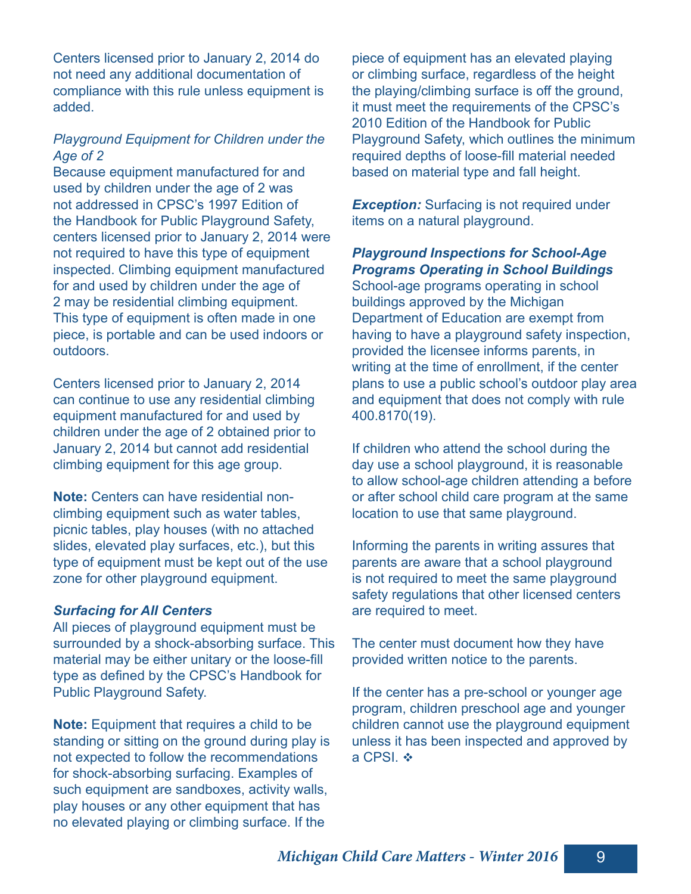Centers licensed prior to January 2, 2014 do not need any additional documentation of compliance with this rule unless equipment is added.

*Playground Equipment for Children under the Age of 2*

Because equipment manufactured for and used by children under the age of 2 was not addressed in CPSC's 1997 Edition of the Handbook for Public Playground Safety, centers licensed prior to January 2, 2014 were not required to have this type of equipment inspected. Climbing equipment manufactured for and used by children under the age of 2 may be residential climbing equipment. This type of equipment is often made in one piece, is portable and can be used indoors or outdoors.

Centers licensed prior to January 2, 2014 can continue to use any residential climbing equipment manufactured for and used by children under the age of 2 obtained prior to January 2, 2014 but cannot add residential climbing equipment for this age group.

**Note:** Centers can have residential non-climbing equipment such as water tables, picnic tables, play houses (with no attached slides, elevated play surfaces, etc.), but this type of equipment must be kept out of the use zone for other playground equipment.

***Surfacing for All Centers***

All pieces of playground equipment must be surrounded by a shock-absorbing surface. This material may be either unitary or the loose-fill type as defined by the CPSC's Handbook for Public Playground Safety.

**Note:** Equipment that requires a child to be standing or sitting on the ground during play is not expected to follow the recommendations for shock-absorbing surfacing. Examples of such equipment are sandboxes, activity walls, play houses or any other equipment that has no elevated playing or climbing surface. If the piece of equipment has an elevated playing or climbing surface, regardless of the height the playing/climbing surface is off the ground, it must meet the requirements of the CPSC's 2010 Edition of the Handbook for Public Playground Safety, which outlines the minimum required depths of loose-fill material needed based on material type and fall height.

***Exception:*** Surfacing is not required under items on a natural playground.

***Playground Inspections for School-Age Programs Operating in School Buildings***

School-age programs operating in school buildings approved by the Michigan Department of Education are exempt from having to have a playground safety inspection, provided the licensee informs parents, in writing at the time of enrollment, if the center plans to use a public school's outdoor play area and equipment that does not comply with rule 400.8170(19).

If children who attend the school during the day use a school playground, it is reasonable to allow school-age children attending a before or after school child care program at the same location to use that same playground.

Informing the parents in writing assures that parents are aware that a school playground is not required to meet the same playground safety regulations that other licensed centers are required to meet.

The center must document how they have provided written notice to the parents.

If the center has a pre-school or younger age program, children preschool age and younger children cannot use the playground equipment unless it has been inspected and approved by a CPSI. ❖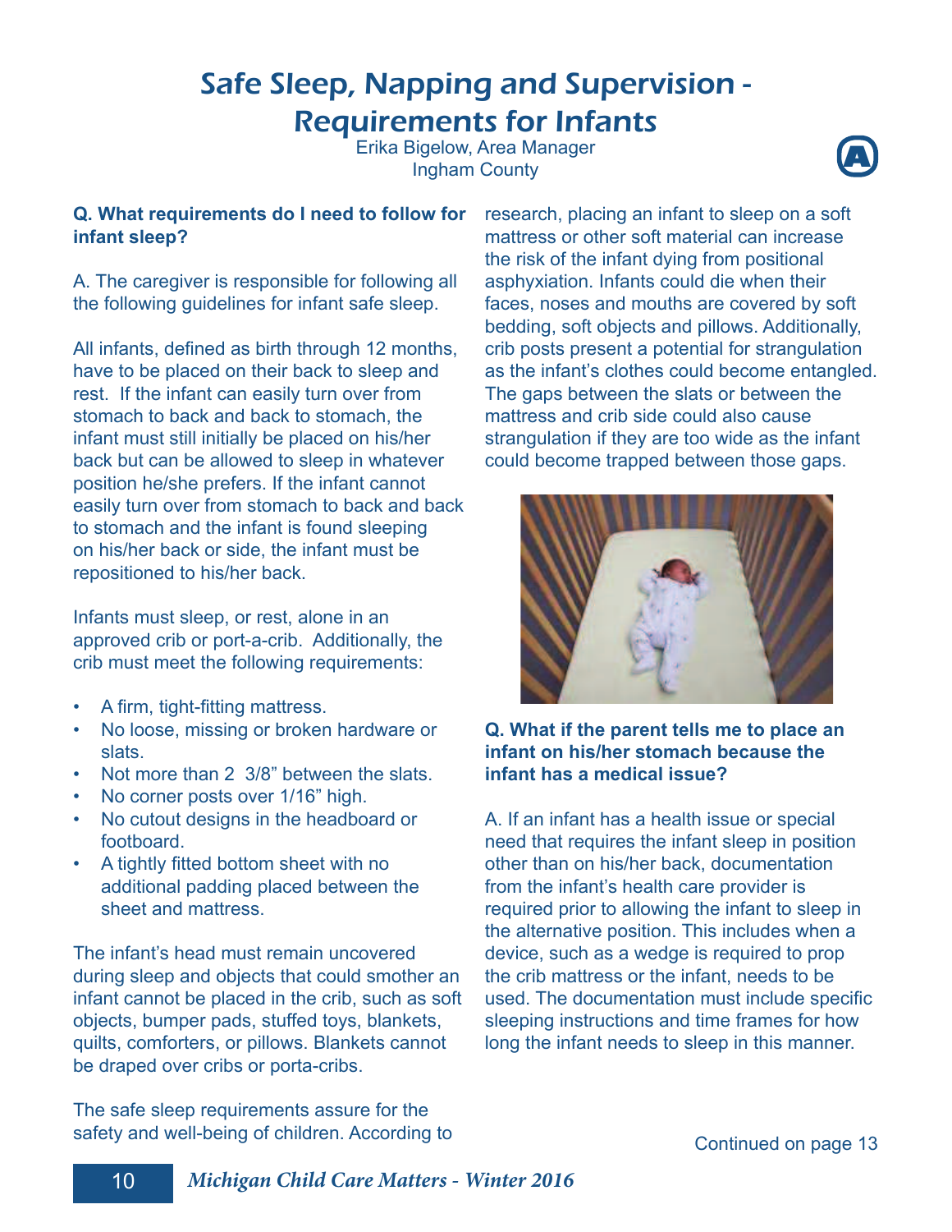# Safe Sleep, Napping and Supervision - Requirements for Infants

Erika Bigelow, Area Manager
Ingham County

**Q. What requirements do I need to follow for infant sleep?**

A. The caregiver is responsible for following all the following guidelines for infant safe sleep.

All infants, defined as birth through 12 months, have to be placed on their back to sleep and rest. If the infant can easily turn over from stomach to back and back to stomach, the infant must still initially be placed on his/her back but can be allowed to sleep in whatever position he/she prefers. If the infant cannot easily turn over from stomach to back and back to stomach and the infant is found sleeping on his/her back or side, the infant must be repositioned to his/her back.

Infants must sleep, or rest, alone in an approved crib or port-a-crib. Additionally, the crib must meet the following requirements:

- A firm, tight-fitting mattress.
- No loose, missing or broken hardware or slats.
- Not more than 2 3/8" between the slats.
- No corner posts over 1/16" high.
- No cutout designs in the headboard or footboard.
- A tightly fitted bottom sheet with no additional padding placed between the sheet and mattress.

The infant's head must remain uncovered during sleep and objects that could smother an infant cannot be placed in the crib, such as soft objects, bumper pads, stuffed toys, blankets, quilts, comforters, or pillows. Blankets cannot be draped over cribs or porta-cribs.

The safe sleep requirements assure for the safety and well-being of children. According to research, placing an infant to sleep on a soft mattress or other soft material can increase the risk of the infant dying from positional asphyxiation. Infants could die when their faces, noses and mouths are covered by soft bedding, soft objects and pillows. Additionally, crib posts present a potential for strangulation as the infant's clothes could become entangled. The gaps between the slats or between the mattress and crib side could also cause strangulation if they are too wide as the infant could become trapped between those gaps.

**Q. What if the parent tells me to place an infant on his/her stomach because the infant has a medical issue?**

A. If an infant has a health issue or special need that requires the infant sleep in position other than on his/her back, documentation from the infant's health care provider is required prior to allowing the infant to sleep in the alternative position. This includes when a device, such as a wedge is required to prop the crib mattress or the infant, needs to be used. The documentation must include specific sleeping instructions and time frames for how long the infant needs to sleep in this manner.

Continued on page 13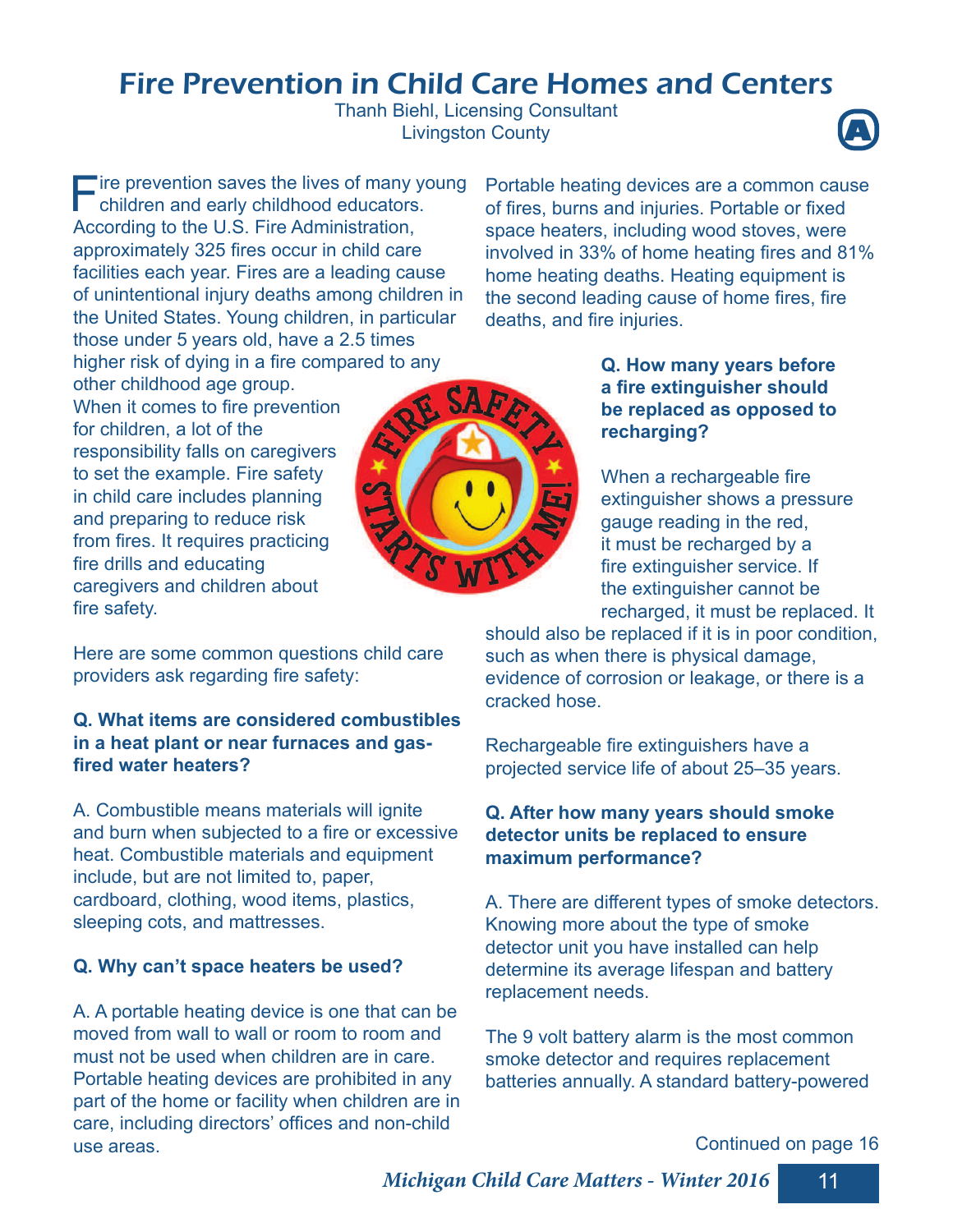# Fire Prevention in Child Care Homes and Centers

Thanh Biehl, Licensing Consultant
Livingston County

Fire prevention saves the lives of many young children and early childhood educators. According to the U.S. Fire Administration, approximately 325 fires occur in child care facilities each year. Fires are a leading cause of unintentional injury deaths among children in the United States. Young children, in particular those under 5 years old, have a 2.5 times higher risk of dying in a fire compared to any other childhood age group.

When it comes to fire prevention for children, a lot of the responsibility falls on caregivers to set the example. Fire safety in child care includes planning and preparing to reduce risk from fires. It requires practicing fire drills and educating caregivers and children about fire safety.

Here are some common questions child care providers ask regarding fire safety:

**Q. What items are considered combustibles in a heat plant or near furnaces and gas-fired water heaters?**

A. Combustible means materials will ignite and burn when subjected to a fire or excessive heat. Combustible materials and equipment include, but are not limited to, paper, cardboard, clothing, wood items, plastics, sleeping cots, and mattresses.

**Q. Why can't space heaters be used?**

A. A portable heating device is one that can be moved from wall to wall or room to room and must not be used when children are in care. Portable heating devices are prohibited in any part of the home or facility when children are in care, including directors' offices and non-child use areas.

Portable heating devices are a common cause of fires, burns and injuries. Portable or fixed space heaters, including wood stoves, were involved in 33% of home heating fires and 81% home heating deaths. Heating equipment is the second leading cause of home fires, fire deaths, and fire injuries.

**Q. How many years before a fire extinguisher should be replaced as opposed to recharging?**

When a rechargeable fire extinguisher shows a pressure gauge reading in the red, it must be recharged by a fire extinguisher service. If the extinguisher cannot be recharged, it must be replaced. It should also be replaced if it is in poor condition, such as when there is physical damage, evidence of corrosion or leakage, or there is a cracked hose.

Rechargeable fire extinguishers have a projected service life of about 25–35 years.

**Q. After how many years should smoke detector units be replaced to ensure maximum performance?**

A. There are different types of smoke detectors. Knowing more about the type of smoke detector unit you have installed can help determine its average lifespan and battery replacement needs.

The 9 volt battery alarm is the most common smoke detector and requires replacement batteries annually. A standard battery-powered

Continued on page 16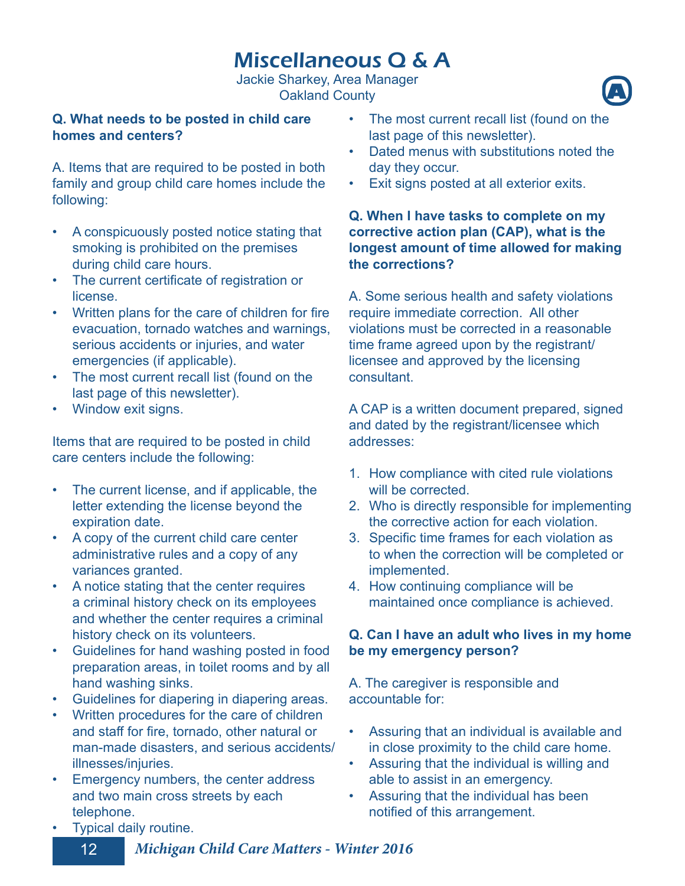# Miscellaneous Q & A

Jackie Sharkey, Area Manager
Oakland County

**Q. What needs to be posted in child care homes and centers?**

A. Items that are required to be posted in both family and group child care homes include the following:

- A conspicuously posted notice stating that smoking is prohibited on the premises during child care hours.
- The current certificate of registration or license.
- Written plans for the care of children for fire evacuation, tornado watches and warnings, serious accidents or injuries, and water emergencies (if applicable).
- The most current recall list (found on the last page of this newsletter).
- Window exit signs.

Items that are required to be posted in child care centers include the following:

- The current license, and if applicable, the letter extending the license beyond the expiration date.
- A copy of the current child care center administrative rules and a copy of any variances granted.
- A notice stating that the center requires a criminal history check on its employees and whether the center requires a criminal history check on its volunteers.
- Guidelines for hand washing posted in food preparation areas, in toilet rooms and by all hand washing sinks.
- Guidelines for diapering in diapering areas.
- Written procedures for the care of children and staff for fire, tornado, other natural or man-made disasters, and serious accidents/illnesses/injuries.
- Emergency numbers, the center address and two main cross streets by each telephone.
- Typical daily routine.
- The most current recall list (found on the last page of this newsletter).
- Dated menus with substitutions noted the day they occur.
- Exit signs posted at all exterior exits.

**Q. When I have tasks to complete on my corrective action plan (CAP), what is the longest amount of time allowed for making the corrections?**

A. Some serious health and safety violations require immediate correction. All other violations must be corrected in a reasonable time frame agreed upon by the registrant/licensee and approved by the licensing consultant.

A CAP is a written document prepared, signed and dated by the registrant/licensee which addresses:

1. How compliance with cited rule violations will be corrected.
2. Who is directly responsible for implementing the corrective action for each violation.
3. Specific time frames for each violation as to when the correction will be completed or implemented.
4. How continuing compliance will be maintained once compliance is achieved.

**Q. Can I have an adult who lives in my home be my emergency person?**

A. The caregiver is responsible and accountable for:

- Assuring that an individual is available and in close proximity to the child care home.
- Assuring that the individual is willing and able to assist in an emergency.
- Assuring that the individual has been notified of this arrangement.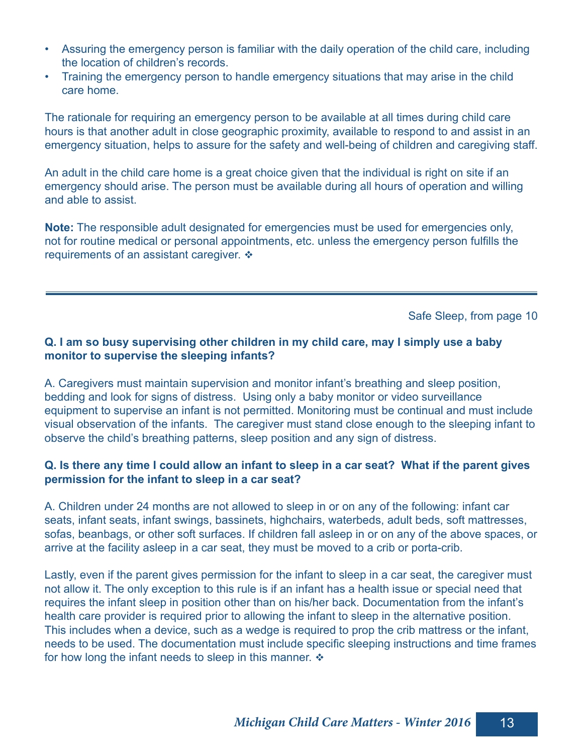- Assuring the emergency person is familiar with the daily operation of the child care, including the location of children's records.
- Training the emergency person to handle emergency situations that may arise in the child care home.

The rationale for requiring an emergency person to be available at all times during child care hours is that another adult in close geographic proximity, available to respond to and assist in an emergency situation, helps to assure for the safety and well-being of children and caregiving staff.

An adult in the child care home is a great choice given that the individual is right on site if an emergency should arise. The person must be available during all hours of operation and willing and able to assist.

**Note:** The responsible adult designated for emergencies must be used for emergencies only, not for routine medical or personal appointments, etc. unless the emergency person fulfills the requirements of an assistant caregiver. ❖

---

Safe Sleep, from page 10

**Q. I am so busy supervising other children in my child care, may I simply use a baby monitor to supervise the sleeping infants?**

A. Caregivers must maintain supervision and monitor infant's breathing and sleep position, bedding and look for signs of distress. Using only a baby monitor or video surveillance equipment to supervise an infant is not permitted. Monitoring must be continual and must include visual observation of the infants. The caregiver must stand close enough to the sleeping infant to observe the child's breathing patterns, sleep position and any sign of distress.

**Q. Is there any time I could allow an infant to sleep in a car seat? What if the parent gives permission for the infant to sleep in a car seat?**

A. Children under 24 months are not allowed to sleep in or on any of the following: infant car seats, infant seats, infant swings, bassinets, highchairs, waterbeds, adult beds, soft mattresses, sofas, beanbags, or other soft surfaces. If children fall asleep in or on any of the above spaces, or arrive at the facility asleep in a car seat, they must be moved to a crib or porta-crib.

Lastly, even if the parent gives permission for the infant to sleep in a car seat, the caregiver must not allow it. The only exception to this rule is if an infant has a health issue or special need that requires the infant sleep in position other than on his/her back. Documentation from the infant's health care provider is required prior to allowing the infant to sleep in the alternative position. This includes when a device, such as a wedge is required to prop the crib mattress or the infant, needs to be used. The documentation must include specific sleeping instructions and time frames for how long the infant needs to sleep in this manner. ❖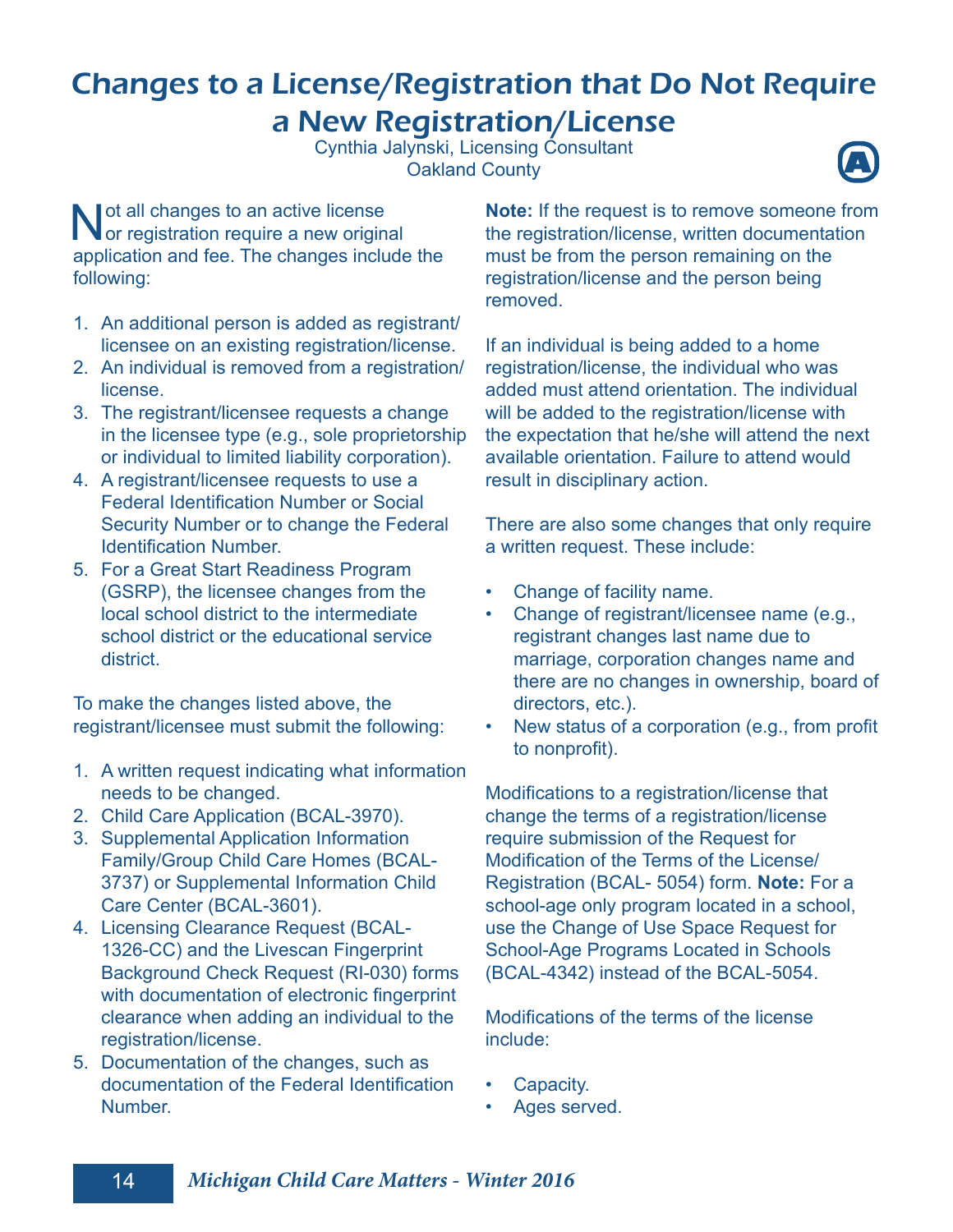# Changes to a License/Registration that Do Not Require a New Registration/License

Cynthia Jalynski, Licensing Consultant
Oakland County

Not all changes to an active license or registration require a new original application and fee. The changes include the following:

1. An additional person is added as registrant/licensee on an existing registration/license.
2. An individual is removed from a registration/license.
3. The registrant/licensee requests a change in the licensee type (e.g., sole proprietorship or individual to limited liability corporation).
4. A registrant/licensee requests to use a Federal Identification Number or Social Security Number or to change the Federal Identification Number.
5. For a Great Start Readiness Program (GSRP), the licensee changes from the local school district to the intermediate school district or the educational service district.

To make the changes listed above, the registrant/licensee must submit the following:

1. A written request indicating what information needs to be changed.
2. Child Care Application (BCAL-3970).
3. Supplemental Application Information Family/Group Child Care Homes (BCAL-3737) or Supplemental Information Child Care Center (BCAL-3601).
4. Licensing Clearance Request (BCAL-1326-CC) and the Livescan Fingerprint Background Check Request (RI-030) forms with documentation of electronic fingerprint clearance when adding an individual to the registration/license.
5. Documentation of the changes, such as documentation of the Federal Identification Number.

**Note:** If the request is to remove someone from the registration/license, written documentation must be from the person remaining on the registration/license and the person being removed.

If an individual is being added to a home registration/license, the individual who was added must attend orientation. The individual will be added to the registration/license with the expectation that he/she will attend the next available orientation. Failure to attend would result in disciplinary action.

There are also some changes that only require a written request. These include:

- Change of facility name.
- Change of registrant/licensee name (e.g., registrant changes last name due to marriage, corporation changes name and there are no changes in ownership, board of directors, etc.).
- New status of a corporation (e.g., from profit to nonprofit).

Modifications to a registration/license that change the terms of a registration/license require submission of the Request for Modification of the Terms of the License/Registration (BCAL- 5054) form. **Note:** For a school-age only program located in a school, use the Change of Use Space Request for School-Age Programs Located in Schools (BCAL-4342) instead of the BCAL-5054.

Modifications of the terms of the license include:

- Capacity.
- Ages served.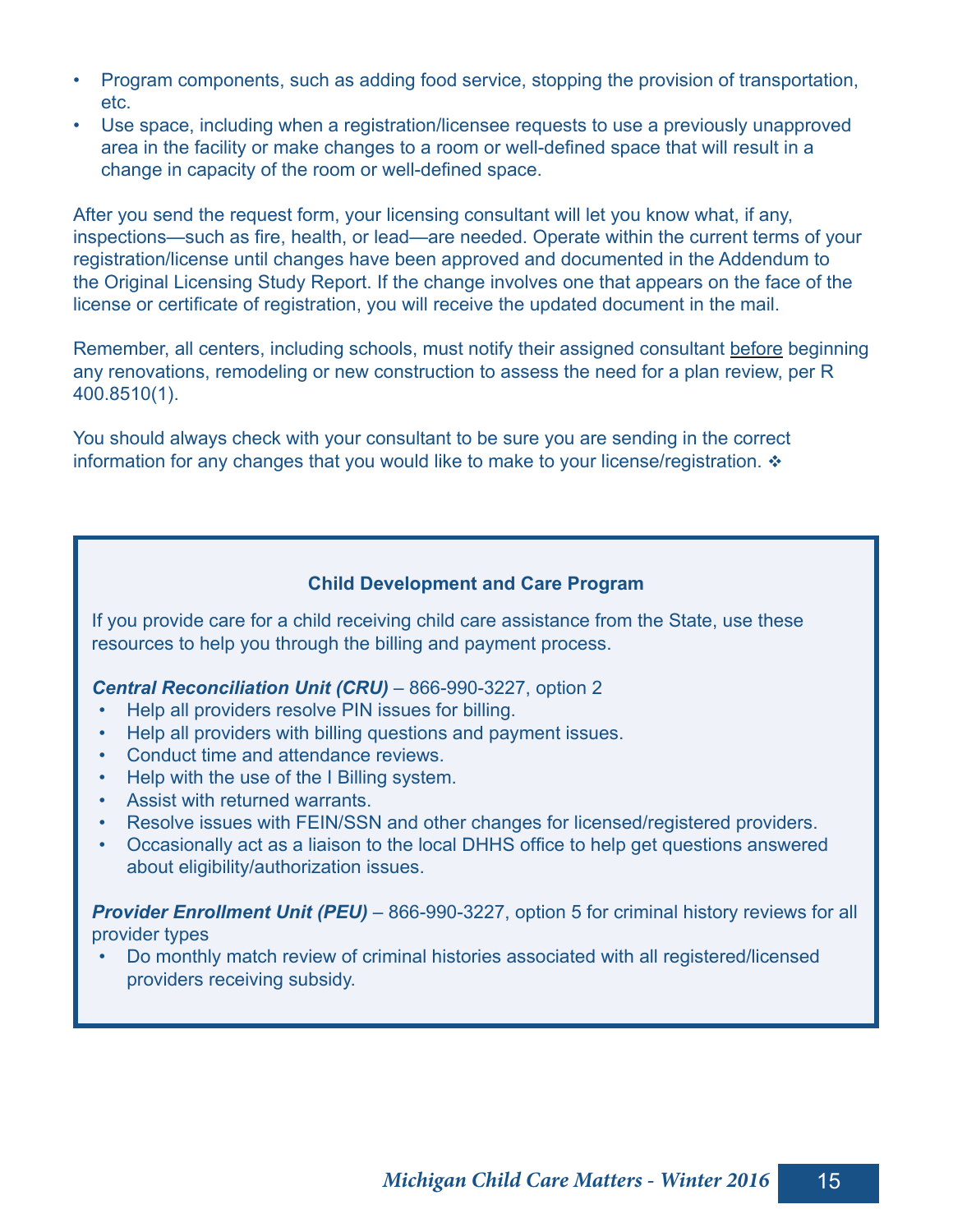- Program components, such as adding food service, stopping the provision of transportation, etc.
- Use space, including when a registration/licensee requests to use a previously unapproved area in the facility or make changes to a room or well-defined space that will result in a change in capacity of the room or well-defined space.

After you send the request form, your licensing consultant will let you know what, if any, inspections—such as fire, health, or lead—are needed. Operate within the current terms of your registration/license until changes have been approved and documented in the Addendum to the Original Licensing Study Report. If the change involves one that appears on the face of the license or certificate of registration, you will receive the updated document in the mail.

Remember, all centers, including schools, must notify their assigned consultant <u>before</u> beginning any renovations, remodeling or new construction to assess the need for a plan review, per R 400.8510(1).

You should always check with your consultant to be sure you are sending in the correct information for any changes that you would like to make to your license/registration. ❖

### Child Development and Care Program

If you provide care for a child receiving child care assistance from the State, use these resources to help you through the billing and payment process.

***Central Reconciliation Unit (CRU)*** – 866-990-3227, option 2

- Help all providers resolve PIN issues for billing.
- Help all providers with billing questions and payment issues.
- Conduct time and attendance reviews.
- Help with the use of the I Billing system.
- Assist with returned warrants.
- Resolve issues with FEIN/SSN and other changes for licensed/registered providers.
- Occasionally act as a liaison to the local DHHS office to help get questions answered about eligibility/authorization issues.

***Provider Enrollment Unit (PEU)*** – 866-990-3227, option 5 for criminal history reviews for all provider types

- Do monthly match review of criminal histories associated with all registered/licensed providers receiving subsidy.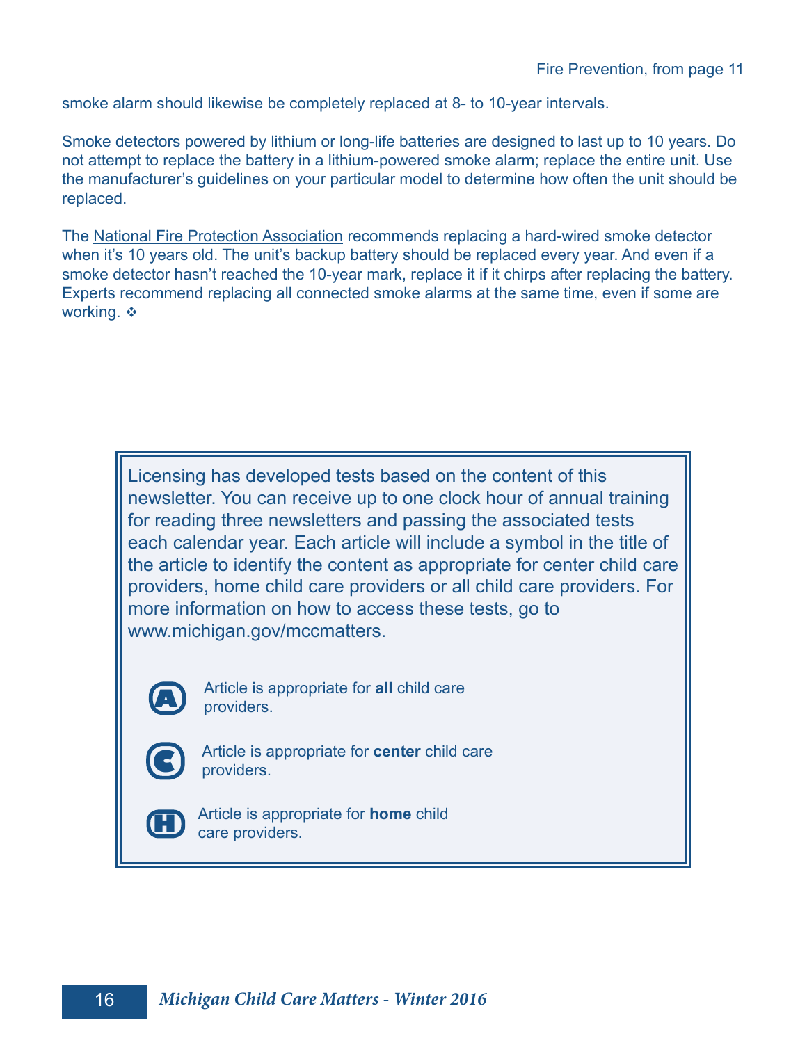Fire Prevention, from page 11

smoke alarm should likewise be completely replaced at 8- to 10-year intervals.

Smoke detectors powered by lithium or long-life batteries are designed to last up to 10 years. Do not attempt to replace the battery in a lithium-powered smoke alarm; replace the entire unit. Use the manufacturer's guidelines on your particular model to determine how often the unit should be replaced.

The National Fire Protection Association recommends replacing a hard-wired smoke detector when it's 10 years old. The unit's backup battery should be replaced every year. And even if a smoke detector hasn't reached the 10-year mark, replace it if it chirps after replacing the battery. Experts recommend replacing all connected smoke alarms at the same time, even if some are working. ❖

Licensing has developed tests based on the content of this newsletter. You can receive up to one clock hour of annual training for reading three newsletters and passing the associated tests each calendar year. Each article will include a symbol in the title of the article to identify the content as appropriate for center child care providers, home child care providers or all child care providers. For more information on how to access these tests, go to www.michigan.gov/mccmatters.

(A) Article is appropriate for **all** child care providers.

(C) Article is appropriate for **center** child care providers.

(H) Article is appropriate for **home** child care providers.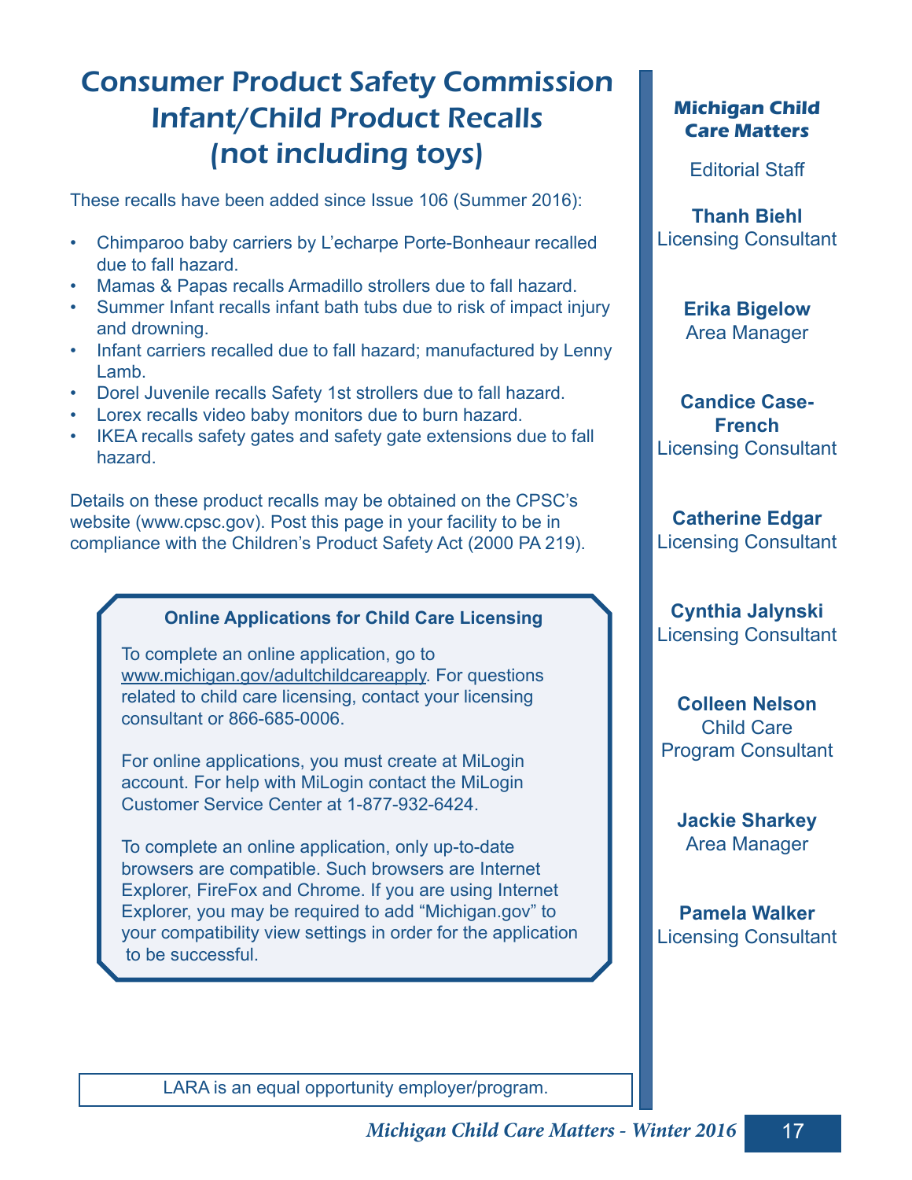# Consumer Product Safety Commission Infant/Child Product Recalls (not including toys)

These recalls have been added since Issue 106 (Summer 2016):

- Chimparoo baby carriers by L'echarpe Porte-Bonheaur recalled due to fall hazard.
- Mamas & Papas recalls Armadillo strollers due to fall hazard.
- Summer Infant recalls infant bath tubs due to risk of impact injury and drowning.
- Infant carriers recalled due to fall hazard; manufactured by Lenny Lamb.
- Dorel Juvenile recalls Safety 1st strollers due to fall hazard.
- Lorex recalls video baby monitors due to burn hazard.
- IKEA recalls safety gates and safety gate extensions due to fall hazard.

Details on these product recalls may be obtained on the CPSC's website (www.cpsc.gov). Post this page in your facility to be in compliance with the Children's Product Safety Act (2000 PA 219).

**Online Applications for Child Care Licensing**

To complete an online application, go to www.michigan.gov/adultchildcareapply. For questions related to child care licensing, contact your licensing consultant or 866-685-0006.

For online applications, you must create at MiLogin account. For help with MiLogin contact the MiLogin Customer Service Center at 1-877-932-6424.

To complete an online application, only up-to-date browsers are compatible. Such browsers are Internet Explorer, FireFox and Chrome. If you are using Internet Explorer, you may be required to add "Michigan.gov" to your compatibility view settings in order for the application to be successful.

LARA is an equal opportunity employer/program.

## Michigan Child Care Matters

Editorial Staff

**Thanh Biehl**
Licensing Consultant

**Erika Bigelow**
Area Manager

**Candice Case-French**
Licensing Consultant

**Catherine Edgar**
Licensing Consultant

**Cynthia Jalynski**
Licensing Consultant

**Colleen Nelson**
Child Care Program Consultant

**Jackie Sharkey**
Area Manager

**Pamela Walker**
Licensing Consultant